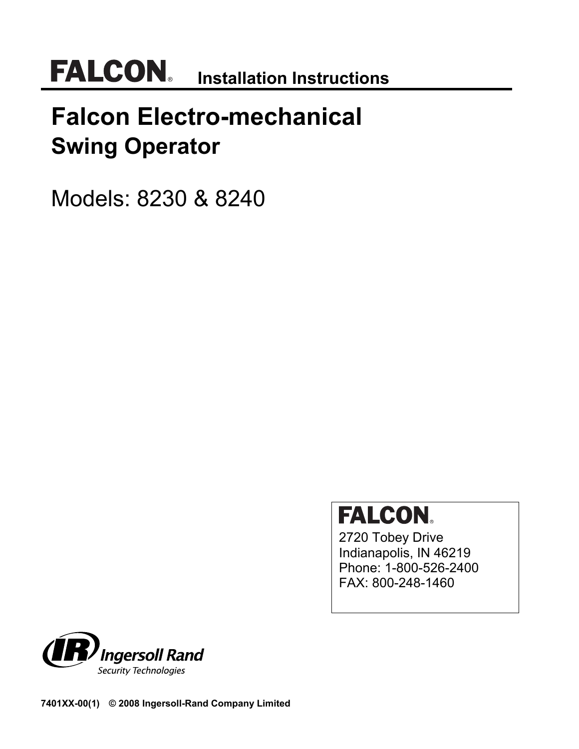FALCON® Installation Instructions

# Falcon Electro-mechanical
## Swing Operator

Models: 8230 & 8240

FALCON®
2720 Tobey Drive
Indianapolis, IN 46219
Phone: 1-800-526-2400
FAX: 800-248-1460

Ingersoll Rand
Security Technologies

**7401XX-00(1) © 2008 Ingersoll-Rand Company Limited**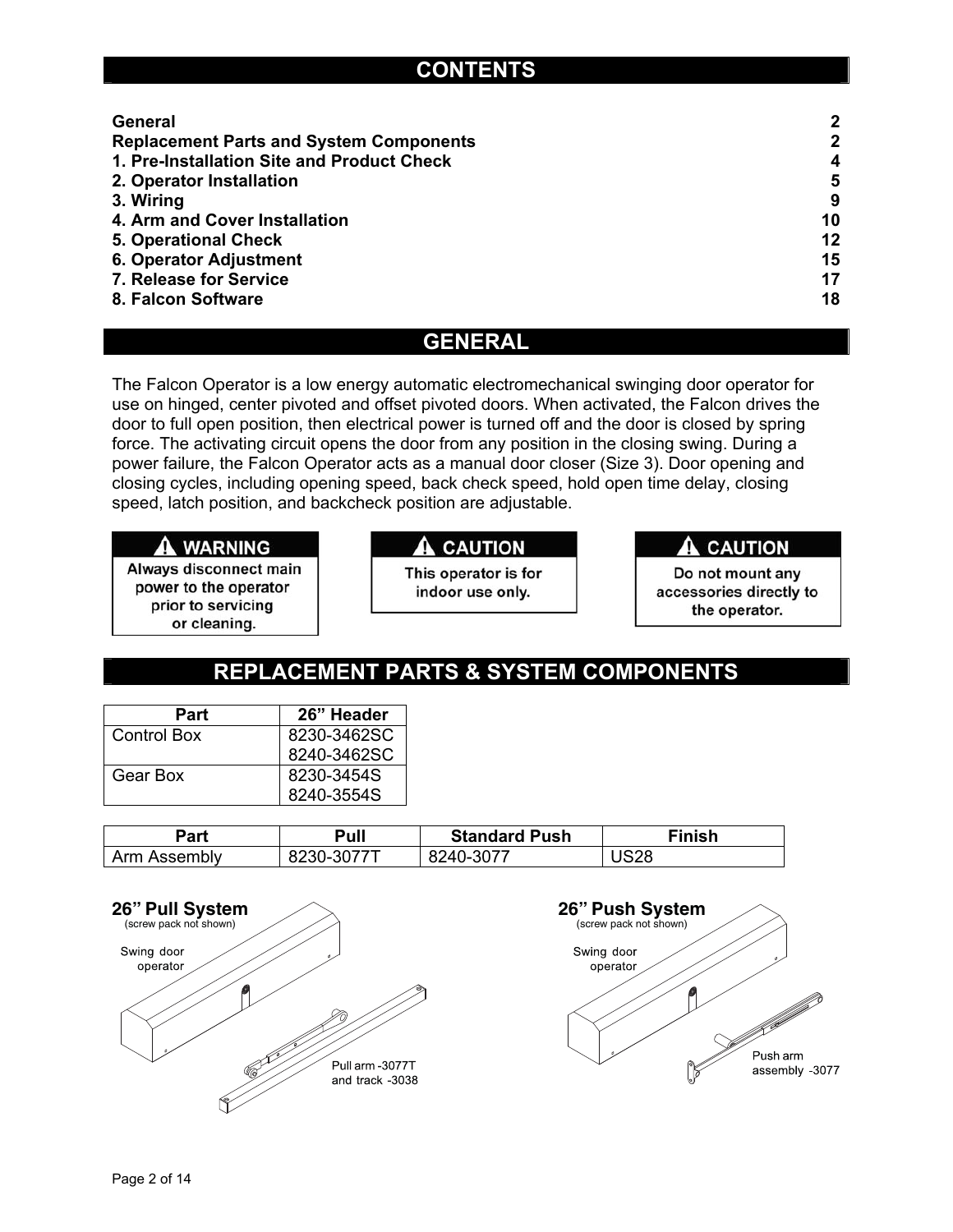## CONTENTS

| | |
|---|---|
| **General** | **2** |
| **Replacement Parts and System Components** | **2** |
| **1. Pre-Installation Site and Product Check** | **4** |
| **2. Operator Installation** | **5** |
| **3. Wiring** | **9** |
| **4. Arm and Cover Installation** | **10** |
| **5. Operational Check** | **12** |
| **6. Operator Adjustment** | **15** |
| **7. Release for Service** | **17** |
| **8. Falcon Software** | **18** |

## GENERAL

The Falcon Operator is a low energy automatic electromechanical swinging door operator for use on hinged, center pivoted and offset pivoted doors. When activated, the Falcon drives the door to full open position, then electrical power is turned off and the door is closed by spring force. The activating circuit opens the door from any position in the closing swing. During a power failure, the Falcon Operator acts as a manual door closer (Size 3). Door opening and closing cycles, including opening speed, back check speed, hold open time delay, closing speed, latch position, and backcheck position are adjustable.

**⚠ WARNING**
Always disconnect main power to the operator prior to servicing or cleaning.

**⚠ CAUTION**
This operator is for indoor use only.

**⚠ CAUTION**
Do not mount any accessories directly to the operator.

## REPLACEMENT PARTS & SYSTEM COMPONENTS

| Part | 26" Header |
|---|---|
| Control Box | 8230-3462SC<br>8240-3462SC |
| Gear Box | 8230-3454S<br>8240-3554S |

| Part | Pull | Standard Push | Finish |
|---|---|---|---|
| Arm Assembly | 8230-3077T | 8240-3077 | US28 |

**26" Pull System**
(screw pack not shown)

Swing door operator

Pull arm -3077T and track -3038

**26" Push System**
(screw pack not shown)

Swing door operator

Push arm assembly -3077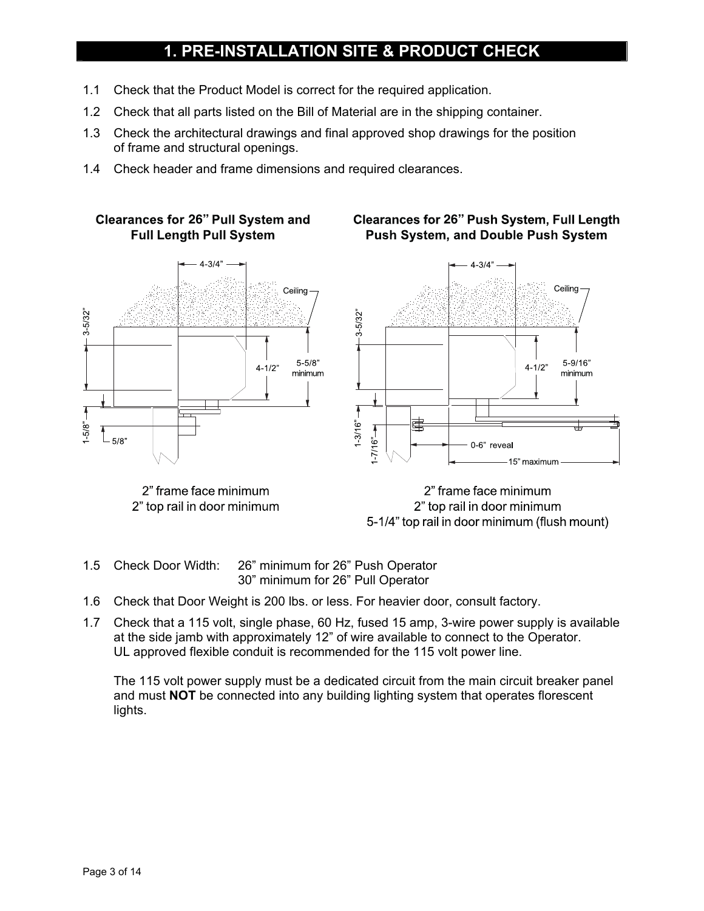# 1. PRE-INSTALLATION SITE & PRODUCT CHECK

1.1 Check that the Product Model is correct for the required application.

1.2 Check that all parts listed on the Bill of Material are in the shipping container.

1.3 Check the architectural drawings and final approved shop drawings for the position of frame and structural openings.

1.4 Check header and frame dimensions and required clearances.

**Clearances for 26" Pull System and Full Length Pull System**

4-3/4"
Ceiling
3-5/32"
4-1/2"
5-5/8" minimum
1-5/8"
5/8"

2" frame face minimum
2" top rail in door minimum

**Clearances for 26" Push System, Full Length Push System, and Double Push System**

4-3/4"
Ceiling
3-5/32"
4-1/2"
5-9/16" minimum
1-3/16"
1-7/16"
0-6" reveal
15" maximum

2" frame face minimum
2" top rail in door minimum
5-1/4" top rail in door minimum (flush mount)

1.5 Check Door Width: 26" minimum for 26" Push Operator
30" minimum for 26" Pull Operator

1.6 Check that Door Weight is 200 lbs. or less. For heavier door, consult factory.

1.7 Check that a 115 volt, single phase, 60 Hz, fused 15 amp, 3-wire power supply is available at the side jamb with approximately 12" of wire available to connect to the Operator. UL approved flexible conduit is recommended for the 115 volt power line.

The 115 volt power supply must be a dedicated circuit from the main circuit breaker panel and must **NOT** be connected into any building lighting system that operates florescent lights.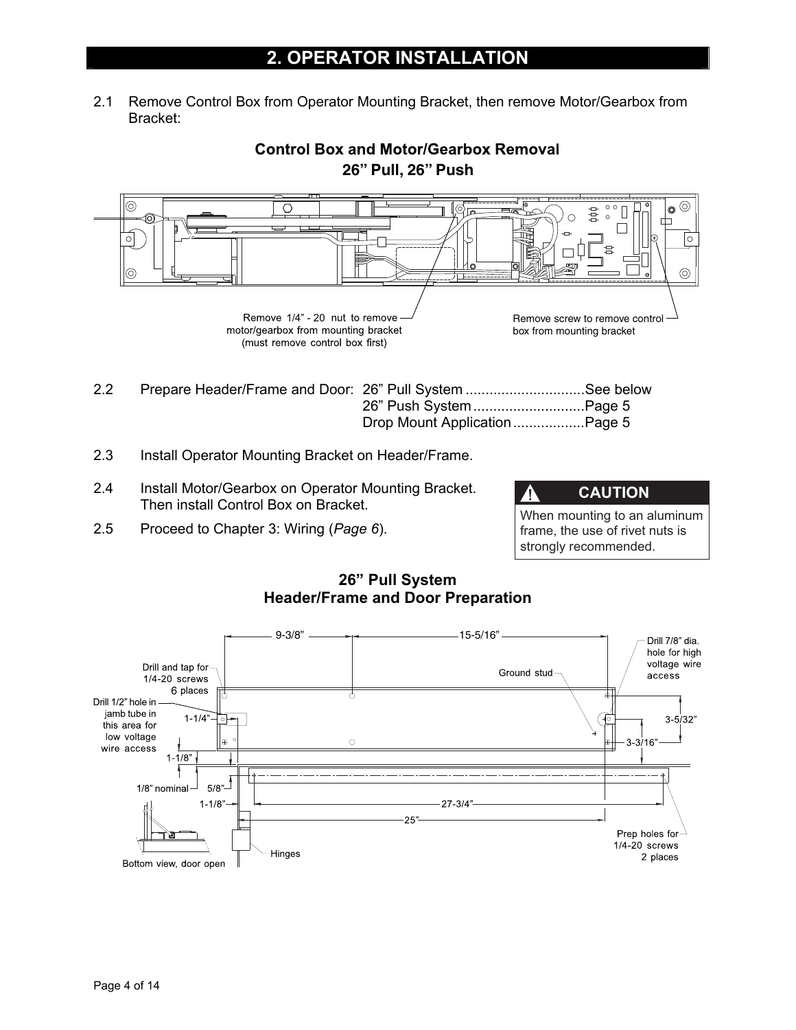## 2. OPERATOR INSTALLATION

2.1 Remove Control Box from Operator Mounting Bracket, then remove Motor/Gearbox from Bracket:

**Control Box and Motor/Gearbox Removal**
**26" Pull, 26" Push**

Remove 1/4" - 20 nut to remove motor/gearbox from mounting bracket (must remove control box first)

Remove screw to remove control box from mounting bracket

2.2 Prepare Header/Frame and Door:

| | |
|---|---|
| 26" Pull System | See below |
| 26" Push System | Page 5 |
| Drop Mount Application | Page 5 |

2.3 Install Operator Mounting Bracket on Header/Frame.

2.4 Install Motor/Gearbox on Operator Mounting Bracket. Then install Control Box on Bracket.

2.5 Proceed to Chapter 3: Wiring (*Page 6*).

> **⚠ CAUTION**
>
> When mounting to an aluminum frame, the use of rivet nuts is strongly recommended.

**26" Pull System**
**Header/Frame and Door Preparation**

9-3/8" — 15-5/16"

Drill and tap for 1/4-20 screws 6 places

Drill 1/2" hole in jamb tube in this area for low voltage wire access

Ground stud

Drill 7/8" dia. hole for high voltage wire access

1-1/4" — 3-5/32" — 3-3/16" — 1-1/8" — 1/8" nominal — 5/8" — 1-1/8" — 27-3/4" — 25"

Bottom view, door open

Hinges

Prep holes for 1/4-20 screws 2 places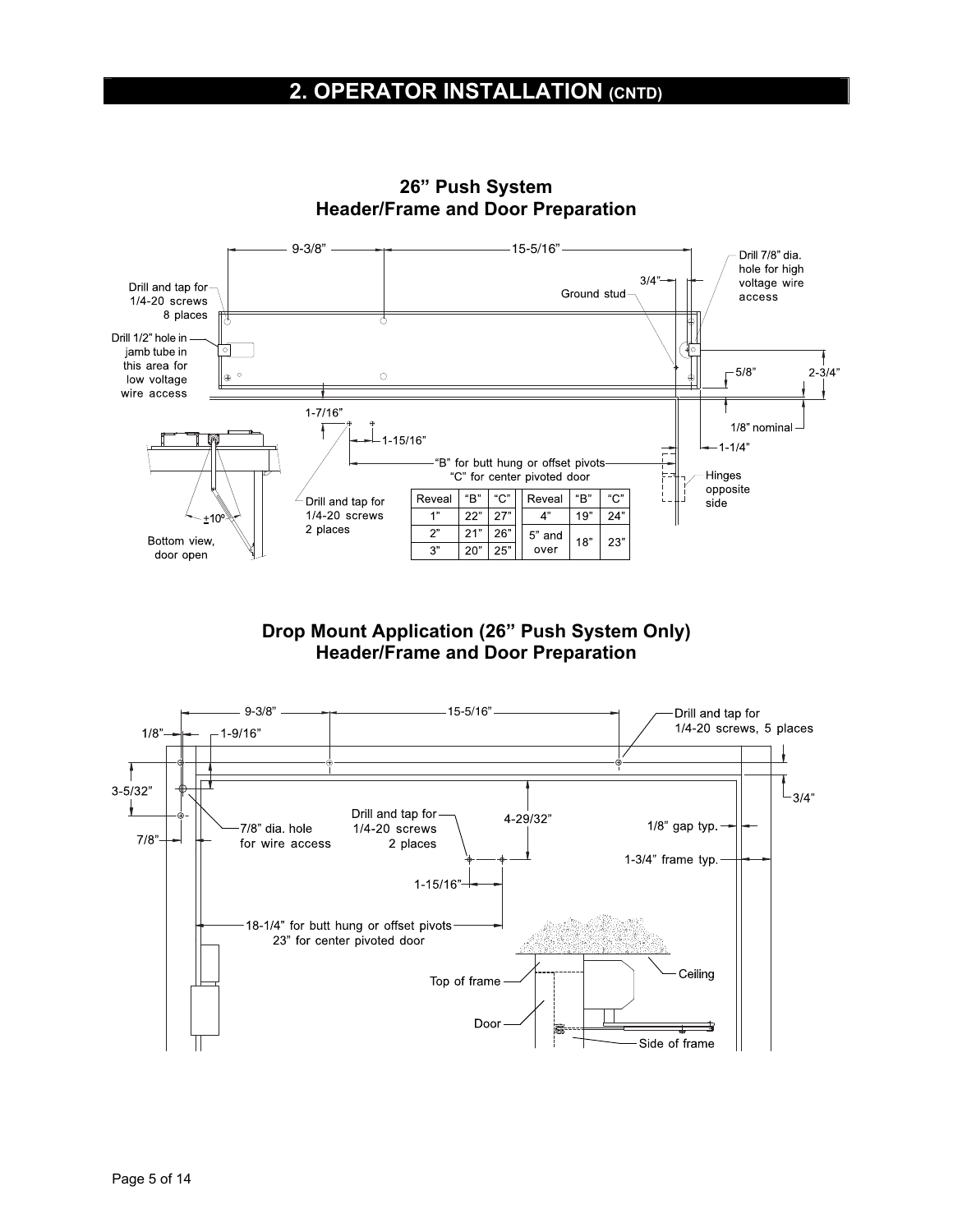# 2. OPERATOR INSTALLATION (CNTD)

## 26” Push System
## Header/Frame and Door Preparation

9-3/8”

15-5/16”

3/4”

Drill 7/8” dia. hole for high voltage wire access

Drill and tap for 1/4-20 screws 8 places

Ground stud

Drill 1/2” hole in jamb tube in this area for low voltage wire access

5/8”

2-3/4”

1-7/16”

1/8” nominal

1-15/16”

1-1/4”

“B” for butt hung or offset pivots
“C” for center pivoted door

±10º

Bottom view, door open

Drill and tap for 1/4-20 screws 2 places

Hinges opposite side

| Reveal | “B” | “C” | Reveal | “B” | “C” |
|---|---|---|---|---|---|
| 1” | 22” | 27” | 4” | 19” | 24” |
| 2” | 21” | 26” | 5” and over | 18” | 23” |
| 3” | 20” | 25” | | | |

## Drop Mount Application (26” Push System Only)
## Header/Frame and Door Preparation

9-3/8”

15-5/16”

Drill and tap for 1/4-20 screws, 5 places

1/8”

1-9/16”

3-5/32”

3/4”

7/8”

7/8” dia. hole for wire access

Drill and tap for 1/4-20 screws 2 places

4-29/32”

1/8” gap typ.

1-3/4” frame typ.

1-15/16”

18-1/4” for butt hung or offset pivots
23” for center pivoted door

Ceiling

Top of frame

Door

Side of frame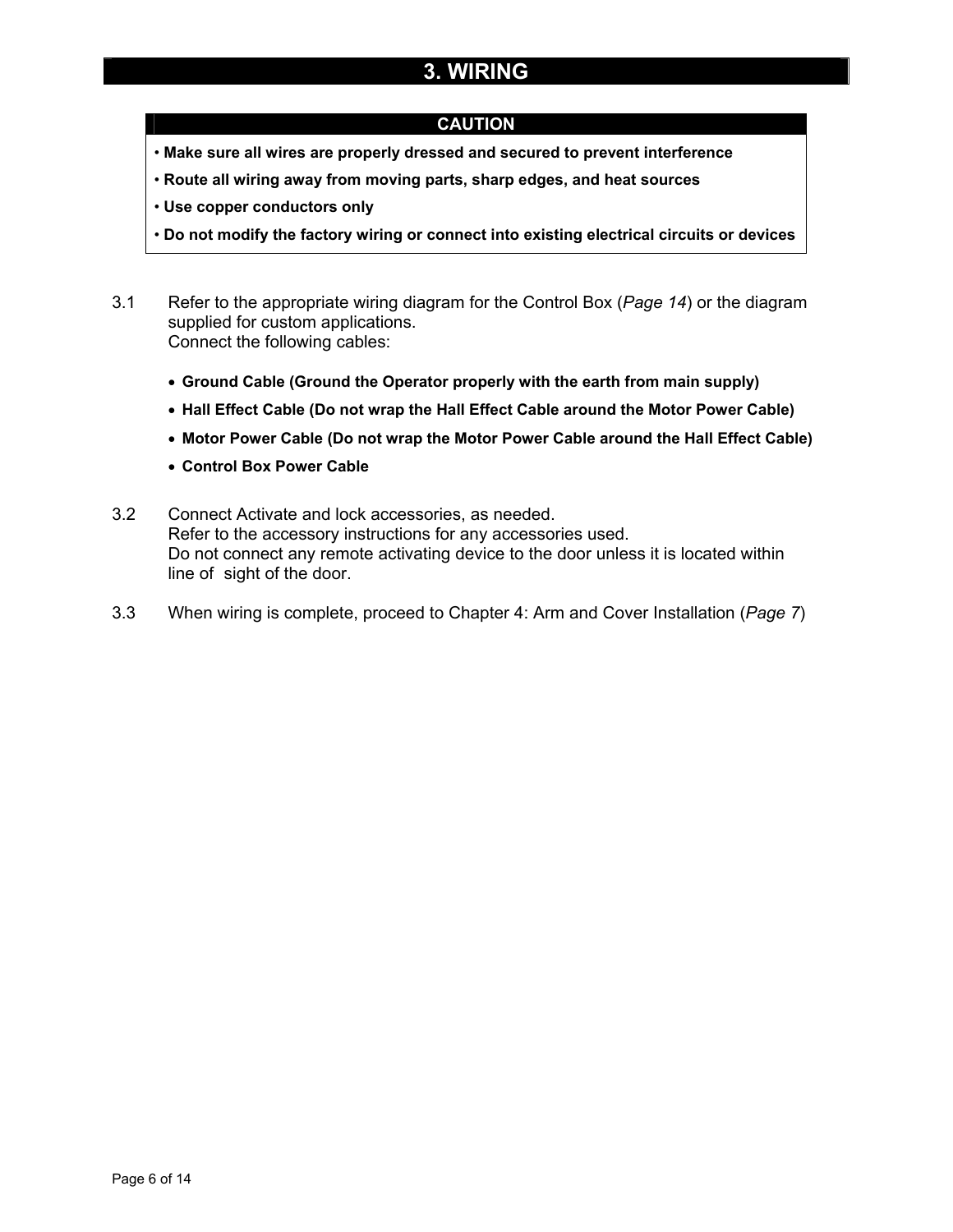# 3. WIRING

**CAUTION**

- **Make sure all wires are properly dressed and secured to prevent interference**
- **Route all wiring away from moving parts, sharp edges, and heat sources**
- **Use copper conductors only**
- **Do not modify the factory wiring or connect into existing electrical circuits or devices**

3.1 Refer to the appropriate wiring diagram for the Control Box (*Page 14*) or the diagram supplied for custom applications.
Connect the following cables:

- **Ground Cable (Ground the Operator properly with the earth from main supply)**
- **Hall Effect Cable (Do not wrap the Hall Effect Cable around the Motor Power Cable)**
- **Motor Power Cable (Do not wrap the Motor Power Cable around the Hall Effect Cable)**
- **Control Box Power Cable**

3.2 Connect Activate and lock accessories, as needed.
Refer to the accessory instructions for any accessories used.
Do not connect any remote activating device to the door unless it is located within line of sight of the door.

3.3 When wiring is complete, proceed to Chapter 4: Arm and Cover Installation (*Page 7*)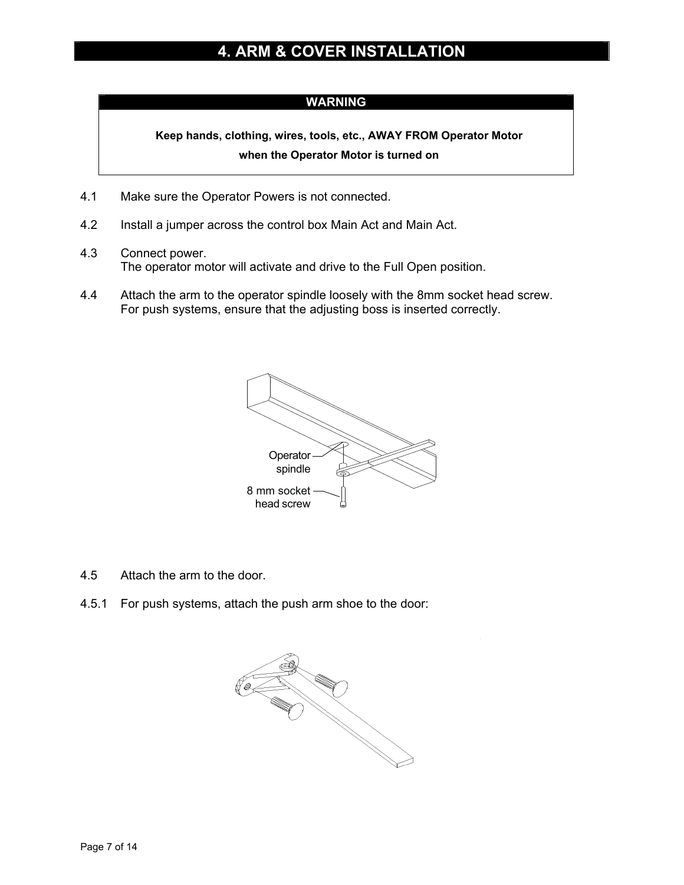# 4. ARM & COVER INSTALLATION

**WARNING**

**Keep hands, clothing, wires, tools, etc., AWAY FROM Operator Motor when the Operator Motor is turned on**

4.1 Make sure the Operator Powers is not connected.

4.2 Install a jumper across the control box Main Act and Main Act.

4.3 Connect power.
The operator motor will activate and drive to the Full Open position.

4.4 Attach the arm to the operator spindle loosely with the 8mm socket head screw.
For push systems, ensure that the adjusting boss is inserted correctly.

Operator spindle

8 mm socket head screw

4.5 Attach the arm to the door.

4.5.1 For push systems, attach the push arm shoe to the door: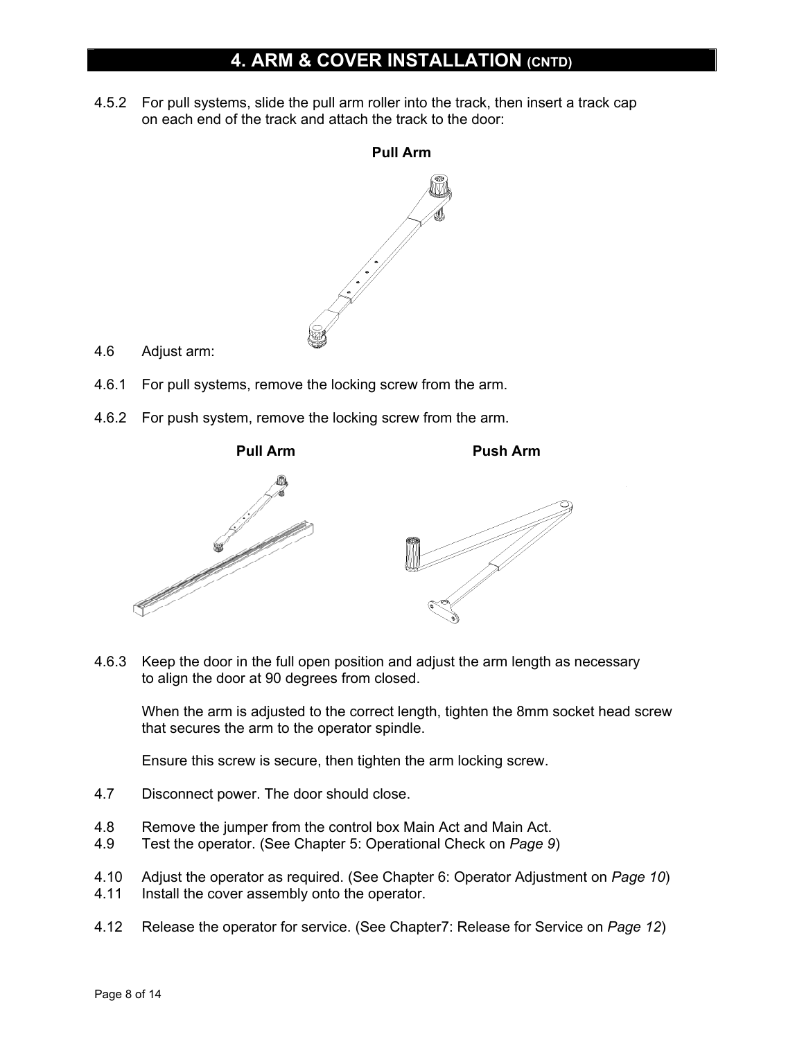## 4. ARM & COVER INSTALLATION (CNTD)

4.5.2 For pull systems, slide the pull arm roller into the track, then insert a track cap on each end of the track and attach the track to the door:

**Pull Arm**

4.6 Adjust arm:

4.6.1 For pull systems, remove the locking screw from the arm.

4.6.2 For push system, remove the locking screw from the arm.

**Pull Arm** **Push Arm**

4.6.3 Keep the door in the full open position and adjust the arm length as necessary to align the door at 90 degrees from closed.

When the arm is adjusted to the correct length, tighten the 8mm socket head screw that secures the arm to the operator spindle.

Ensure this screw is secure, then tighten the arm locking screw.

4.7 Disconnect power. The door should close.

4.8 Remove the jumper from the control box Main Act and Main Act.

4.9 Test the operator. (See Chapter 5: Operational Check on *Page 9*)

4.10 Adjust the operator as required. (See Chapter 6: Operator Adjustment on *Page 10*)

4.11 Install the cover assembly onto the operator.

4.12 Release the operator for service. (See Chapter7: Release for Service on *Page 12*)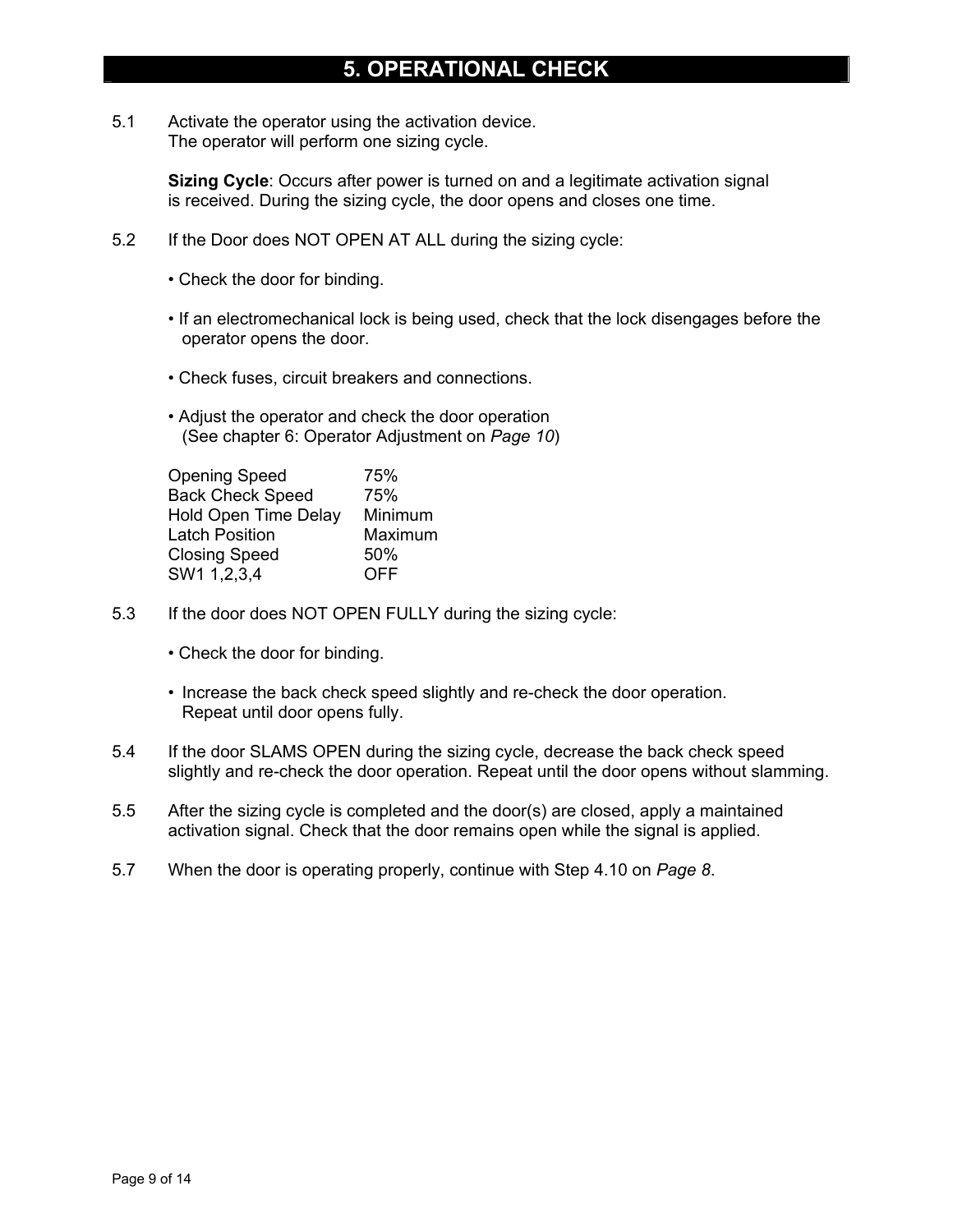# 5. OPERATIONAL CHECK

5.1 Activate the operator using the activation device.
The operator will perform one sizing cycle.

**Sizing Cycle**: Occurs after power is turned on and a legitimate activation signal is received. During the sizing cycle, the door opens and closes one time.

5.2 If the Door does NOT OPEN AT ALL during the sizing cycle:

- Check the door for binding.
- If an electromechanical lock is being used, check that the lock disengages before the operator opens the door.
- Check fuses, circuit breakers and connections.
- Adjust the operator and check the door operation (See chapter 6: Operator Adjustment on *Page 10*)

| | |
|---|---|
| Opening Speed | 75% |
| Back Check Speed | 75% |
| Hold Open Time Delay | Minimum |
| Latch Position | Maximum |
| Closing Speed | 50% |
| SW1 1,2,3,4 | OFF |

5.3 If the door does NOT OPEN FULLY during the sizing cycle:

- Check the door for binding.
- Increase the back check speed slightly and re-check the door operation. Repeat until door opens fully.

5.4 If the door SLAMS OPEN during the sizing cycle, decrease the back check speed slightly and re-check the door operation. Repeat until the door opens without slamming.

5.5 After the sizing cycle is completed and the door(s) are closed, apply a maintained activation signal. Check that the door remains open while the signal is applied.

5.7 When the door is operating properly, continue with Step 4.10 on *Page 8*.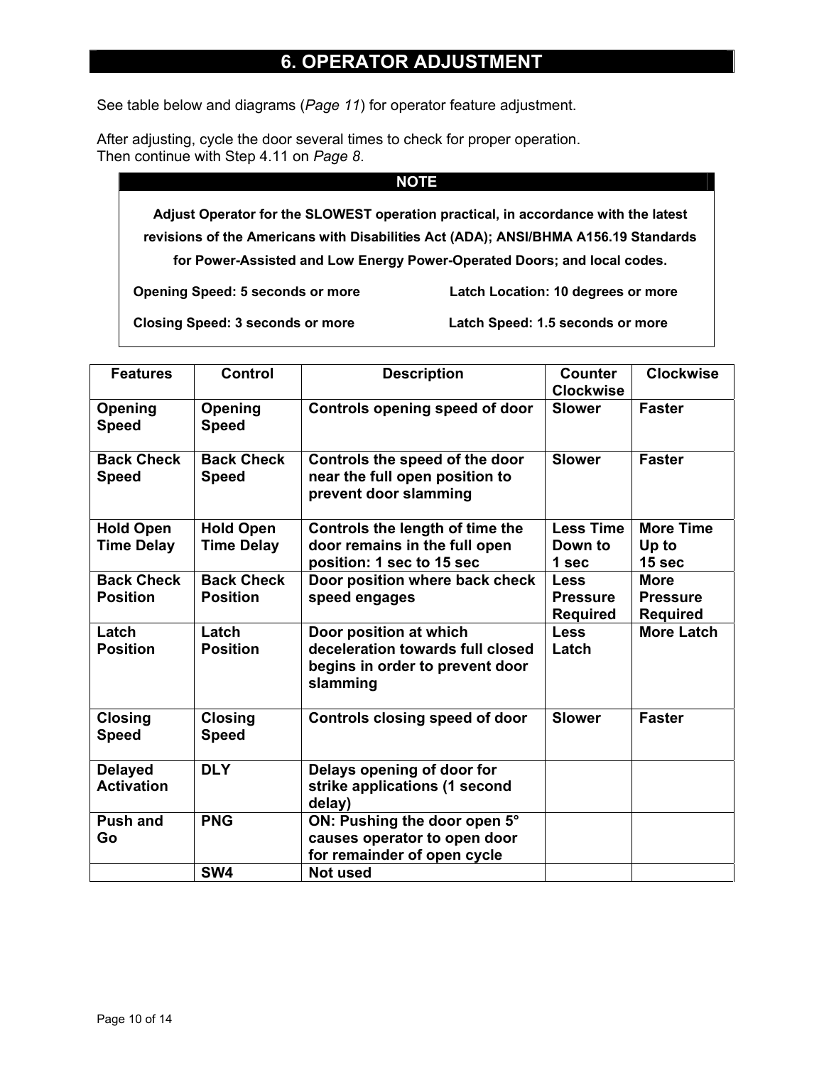# 6. OPERATOR ADJUSTMENT

See table below and diagrams (*Page 11*) for operator feature adjustment.

After adjusting, cycle the door several times to check for proper operation.
Then continue with Step 4.11 on *Page 8*.

**NOTE**

**Adjust Operator for the SLOWEST operation practical, in accordance with the latest revisions of the Americans with Disabilities Act (ADA); ANSI/BHMA A156.19 Standards for Power-Assisted and Low Energy Power-Operated Doors; and local codes.**

**Opening Speed: 5 seconds or more** | **Latch Location: 10 degrees or more**

**Closing Speed: 3 seconds or more** | **Latch Speed: 1.5 seconds or more**

| Features | Control | Description | Counter Clockwise | Clockwise |
|---|---|---|---|---|
| **Opening Speed** | **Opening Speed** | **Controls opening speed of door** | **Slower** | **Faster** |
| **Back Check Speed** | **Back Check Speed** | **Controls the speed of the door near the full open position to prevent door slamming** | **Slower** | **Faster** |
| **Hold Open Time Delay** | **Hold Open Time Delay** | **Controls the length of time the door remains in the full open position: 1 sec to 15 sec** | **Less Time Down to 1 sec** | **More Time Up to 15 sec** |
| **Back Check Position** | **Back Check Position** | **Door position where back check speed engages** | **Less Pressure Required** | **More Pressure Required** |
| **Latch Position** | **Latch Position** | **Door position at which deceleration towards full closed begins in order to prevent door slamming** | **Less Latch** | **More Latch** |
| **Closing Speed** | **Closing Speed** | **Controls closing speed of door** | **Slower** | **Faster** |
| **Delayed Activation** | **DLY** | **Delays opening of door for strike applications (1 second delay)** | | |
| **Push and Go** | **PNG** | **ON: Pushing the door open 5° causes operator to open door for remainder of open cycle** | | |
| | **SW4** | **Not used** | | |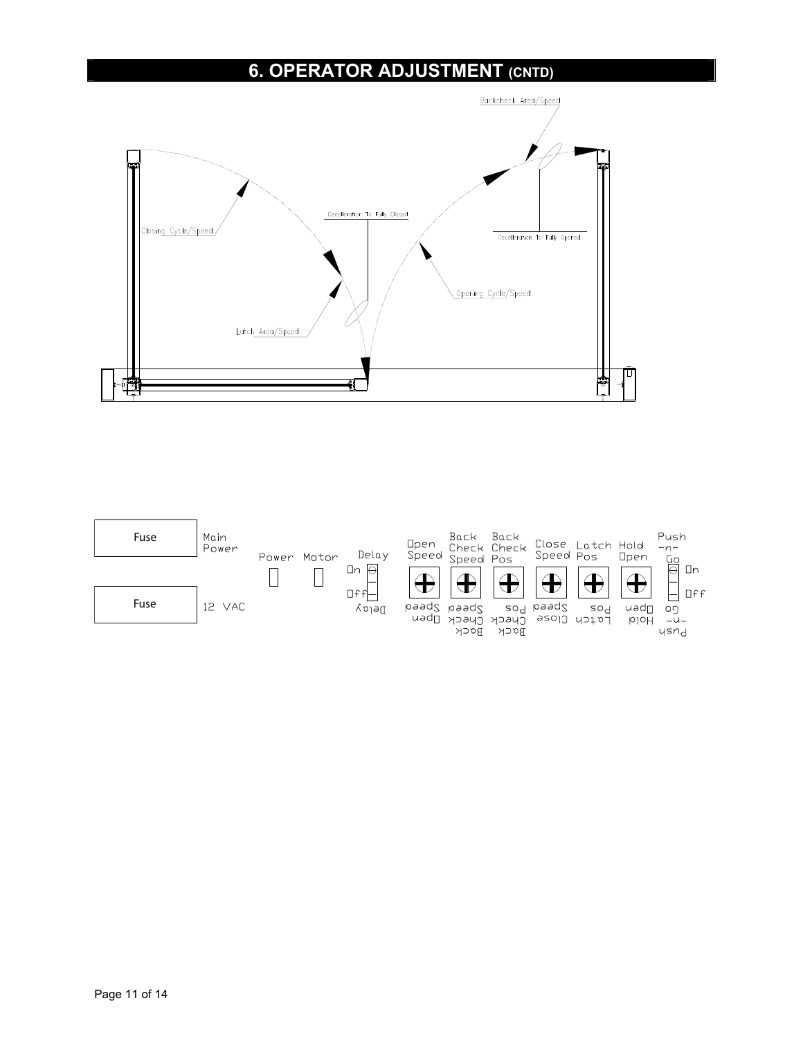# 6. OPERATOR ADJUSTMENT (CNTD)

Backcheck Area/Speed

Closing Cycle/Speed

Decelleration To Fully Closed

Decelleration To Fully Opened

Opening Cycle/Speed

Latch Area/Speed

| Fuse | Main Power | Power | Motor | Delay | Open Speed | Back Check Speed | Back Check Pos | Close Speed | Latch Pos | Hold Open | Push -n- Go |
|---|---|---|---|---|---|---|---|---|---|---|---|
| Fuse | 12 VAC | | | On / Off | | | | | | | On / Off |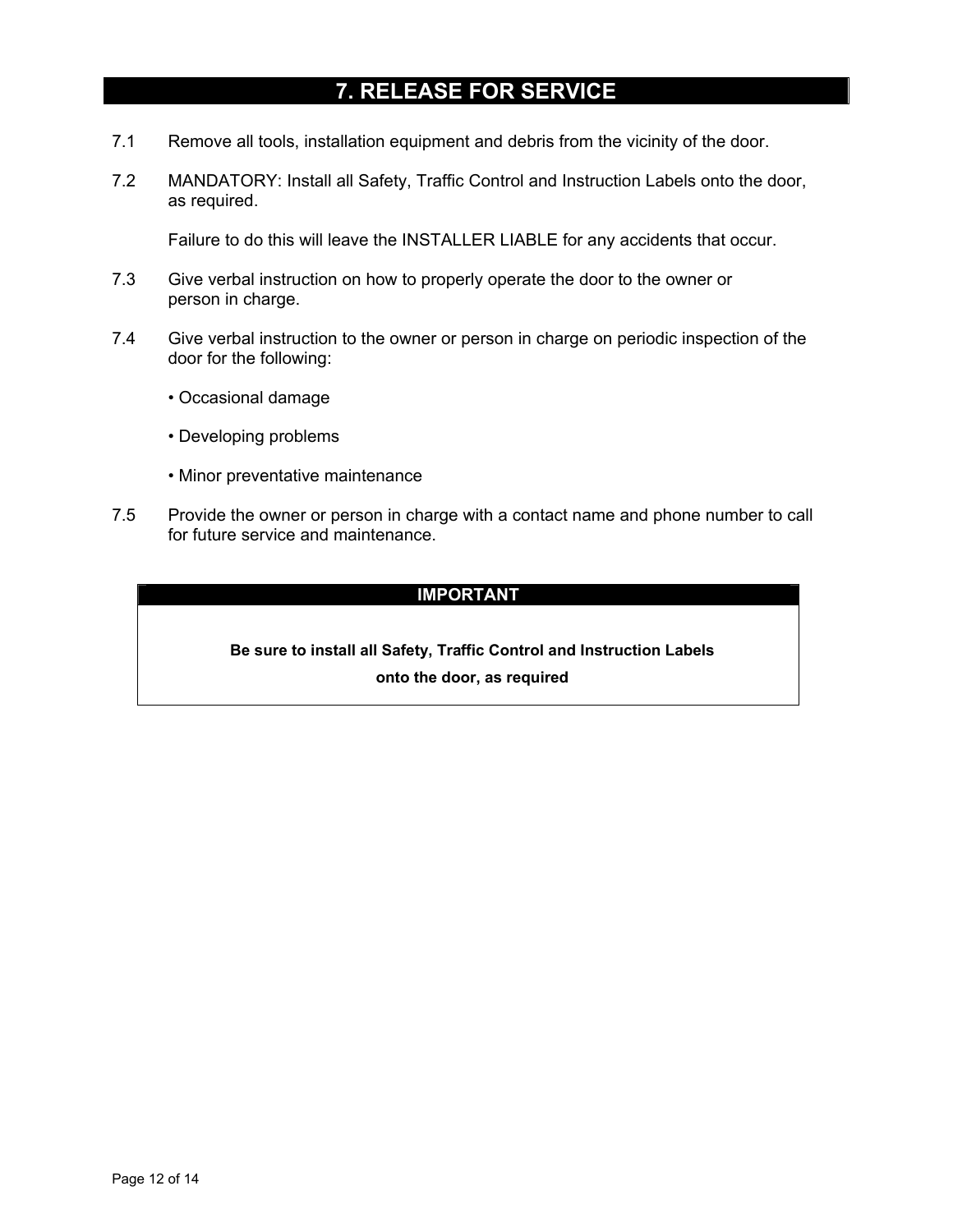# 7. RELEASE FOR SERVICE

7.1 Remove all tools, installation equipment and debris from the vicinity of the door.

7.2 MANDATORY: Install all Safety, Traffic Control and Instruction Labels onto the door, as required.

Failure to do this will leave the INSTALLER LIABLE for any accidents that occur.

7.3 Give verbal instruction on how to properly operate the door to the owner or person in charge.

7.4 Give verbal instruction to the owner or person in charge on periodic inspection of the door for the following:

- Occasional damage
- Developing problems
- Minor preventative maintenance

7.5 Provide the owner or person in charge with a contact name and phone number to call for future service and maintenance.

| IMPORTANT |
| --- |
| **Be sure to install all Safety, Traffic Control and Instruction Labels onto the door, as required** |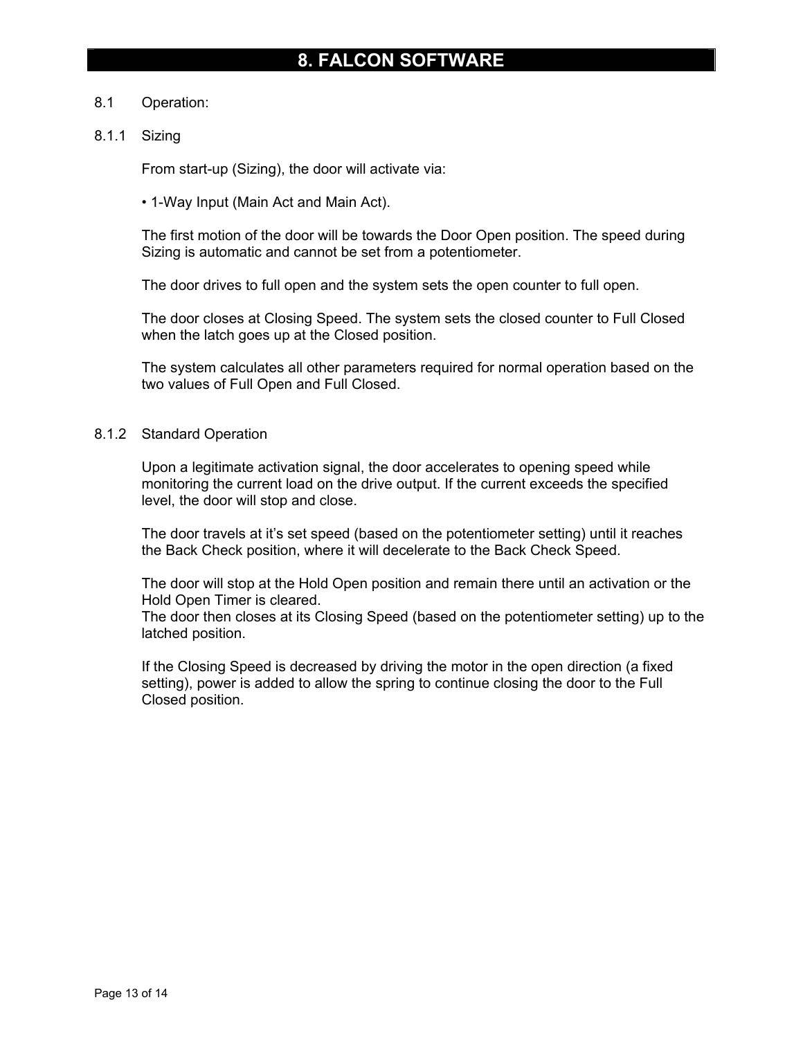# 8. FALCON SOFTWARE

8.1 Operation:

8.1.1 Sizing

From start-up (Sizing), the door will activate via:

• 1-Way Input (Main Act and Main Act).

The first motion of the door will be towards the Door Open position. The speed during Sizing is automatic and cannot be set from a potentiometer.

The door drives to full open and the system sets the open counter to full open.

The door closes at Closing Speed. The system sets the closed counter to Full Closed when the latch goes up at the Closed position.

The system calculates all other parameters required for normal operation based on the two values of Full Open and Full Closed.

8.1.2 Standard Operation

Upon a legitimate activation signal, the door accelerates to opening speed while monitoring the current load on the drive output. If the current exceeds the specified level, the door will stop and close.

The door travels at it's set speed (based on the potentiometer setting) until it reaches the Back Check position, where it will decelerate to the Back Check Speed.

The door will stop at the Hold Open position and remain there until an activation or the Hold Open Timer is cleared.
The door then closes at its Closing Speed (based on the potentiometer setting) up to the latched position.

If the Closing Speed is decreased by driving the motor in the open direction (a fixed setting), power is added to allow the spring to continue closing the door to the Full Closed position.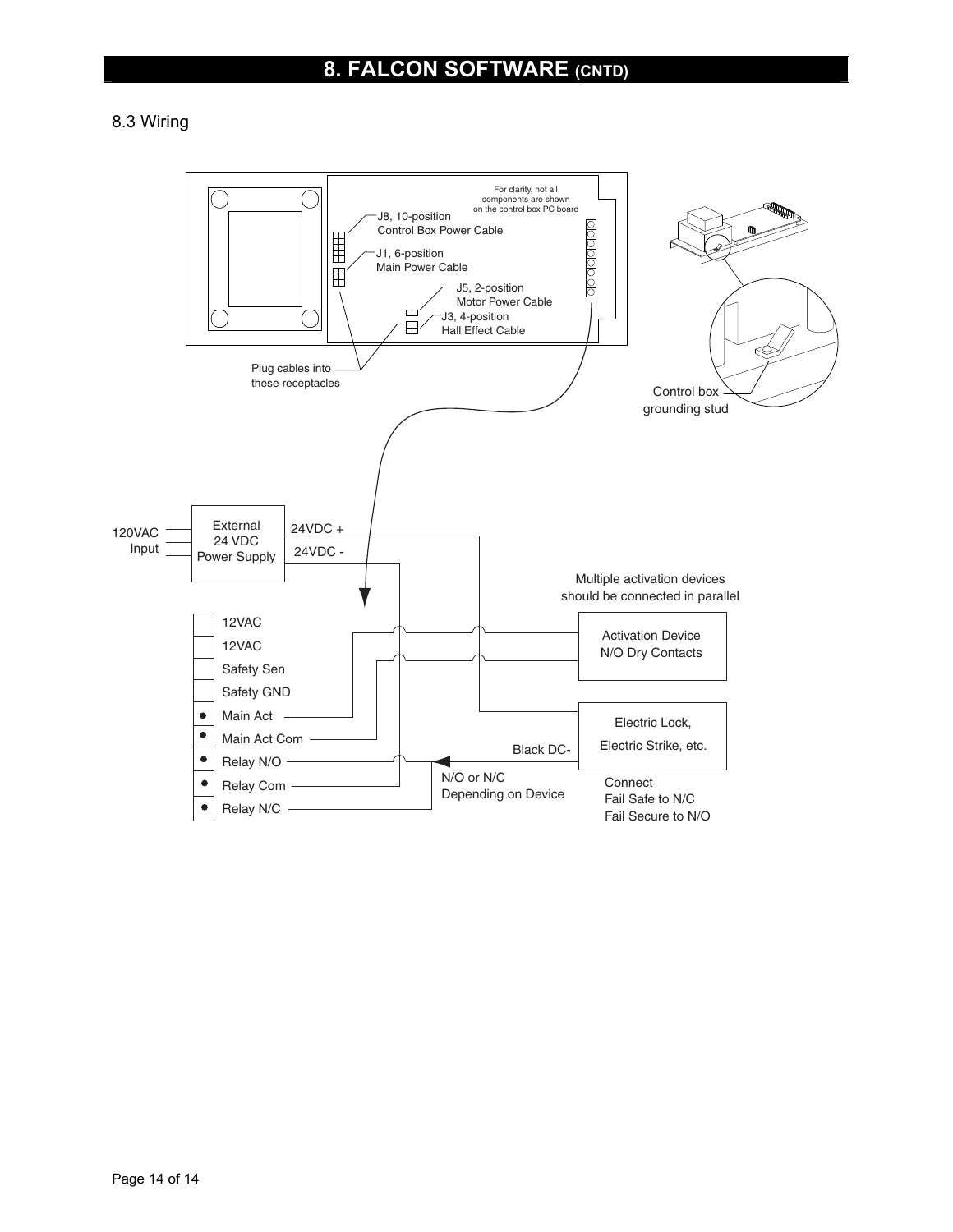# 8. FALCON SOFTWARE (CNTD)

## 8.3 Wiring

For clarity, not all components are shown on the control box PC board

J8, 10-position
Control Box Power Cable

J1, 6-position
Main Power Cable

J5, 2-position
Motor Power Cable

J3, 4-position
Hall Effect Cable

Plug cables into these receptacles

Control box grounding stud

120VAC Input

External 24 VDC Power Supply

24VDC +

24VDC -

Multiple activation devices should be connected in parallel

Activation Device
N/O Dry Contacts

12VAC

12VAC

Safety Sen

Safety GND

Main Act

Main Act Com

Relay N/O

Relay Com

Relay N/C

Electric Lock, Electric Strike, etc.

Black DC-

N/O or N/C
Depending on Device

Connect
Fail Safe to N/C
Fail Secure to N/O